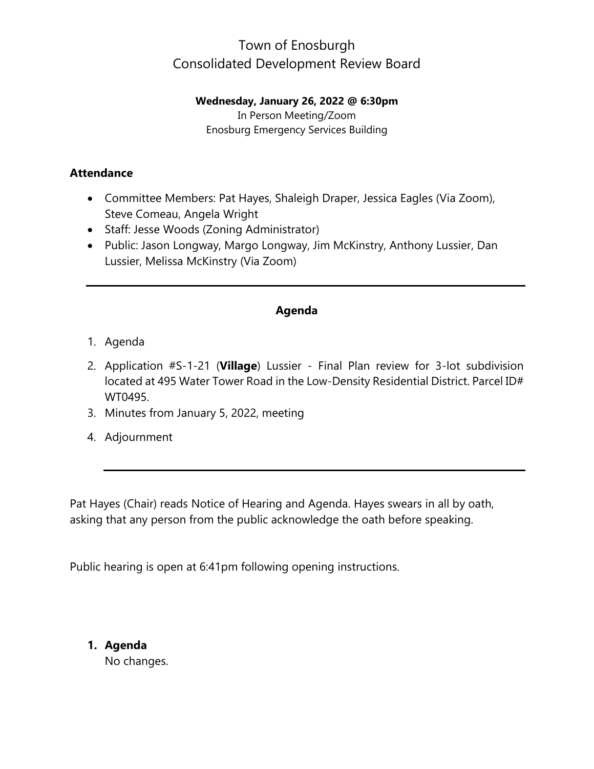# Town of Enosburgh
# Consolidated Development Review Board

**Wednesday, January 26, 2022 @ 6:30pm**
In Person Meeting/Zoom
Enosburg Emergency Services Building

## Attendance

- Committee Members: Pat Hayes, Shaleigh Draper, Jessica Eagles (Via Zoom), Steve Comeau, Angela Wright
- Staff: Jesse Woods (Zoning Administrator)
- Public: Jason Longway, Margo Longway, Jim McKinstry, Anthony Lussier, Dan Lussier, Melissa McKinstry (Via Zoom)

---

## Agenda

1. Agenda
2. Application #S-1-21 (**Village**) Lussier - Final Plan review for 3-lot subdivision located at 495 Water Tower Road in the Low-Density Residential District. Parcel ID# WT0495.
3. Minutes from January 5, 2022, meeting
4. Adjournment

---

Pat Hayes (Chair) reads Notice of Hearing and Agenda. Hayes swears in all by oath, asking that any person from the public acknowledge the oath before speaking.

Public hearing is open at 6:41pm following opening instructions.

1. **Agenda**
   No changes.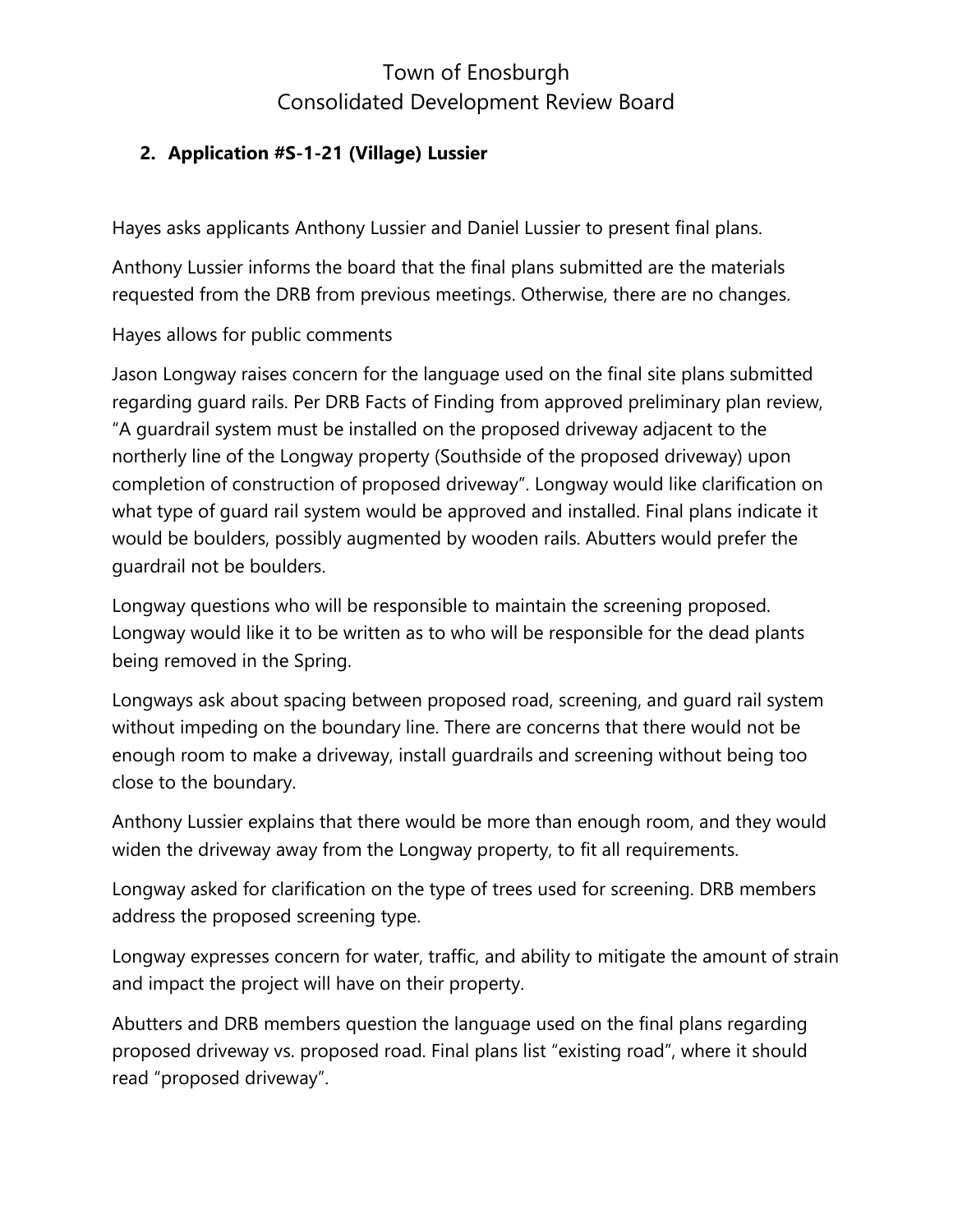Town of Enosburgh
Consolidated Development Review Board

**2. Application #S-1-21 (Village) Lussier**

Hayes asks applicants Anthony Lussier and Daniel Lussier to present final plans.

Anthony Lussier informs the board that the final plans submitted are the materials requested from the DRB from previous meetings. Otherwise, there are no changes.

Hayes allows for public comments

Jason Longway raises concern for the language used on the final site plans submitted regarding guard rails. Per DRB Facts of Finding from approved preliminary plan review, "A guardrail system must be installed on the proposed driveway adjacent to the northerly line of the Longway property (Southside of the proposed driveway) upon completion of construction of proposed driveway". Longway would like clarification on what type of guard rail system would be approved and installed. Final plans indicate it would be boulders, possibly augmented by wooden rails. Abutters would prefer the guardrail not be boulders.

Longway questions who will be responsible to maintain the screening proposed. Longway would like it to be written as to who will be responsible for the dead plants being removed in the Spring.

Longways ask about spacing between proposed road, screening, and guard rail system without impeding on the boundary line. There are concerns that there would not be enough room to make a driveway, install guardrails and screening without being too close to the boundary.

Anthony Lussier explains that there would be more than enough room, and they would widen the driveway away from the Longway property, to fit all requirements.

Longway asked for clarification on the type of trees used for screening. DRB members address the proposed screening type.

Longway expresses concern for water, traffic, and ability to mitigate the amount of strain and impact the project will have on their property.

Abutters and DRB members question the language used on the final plans regarding proposed driveway vs. proposed road. Final plans list "existing road", where it should read "proposed driveway".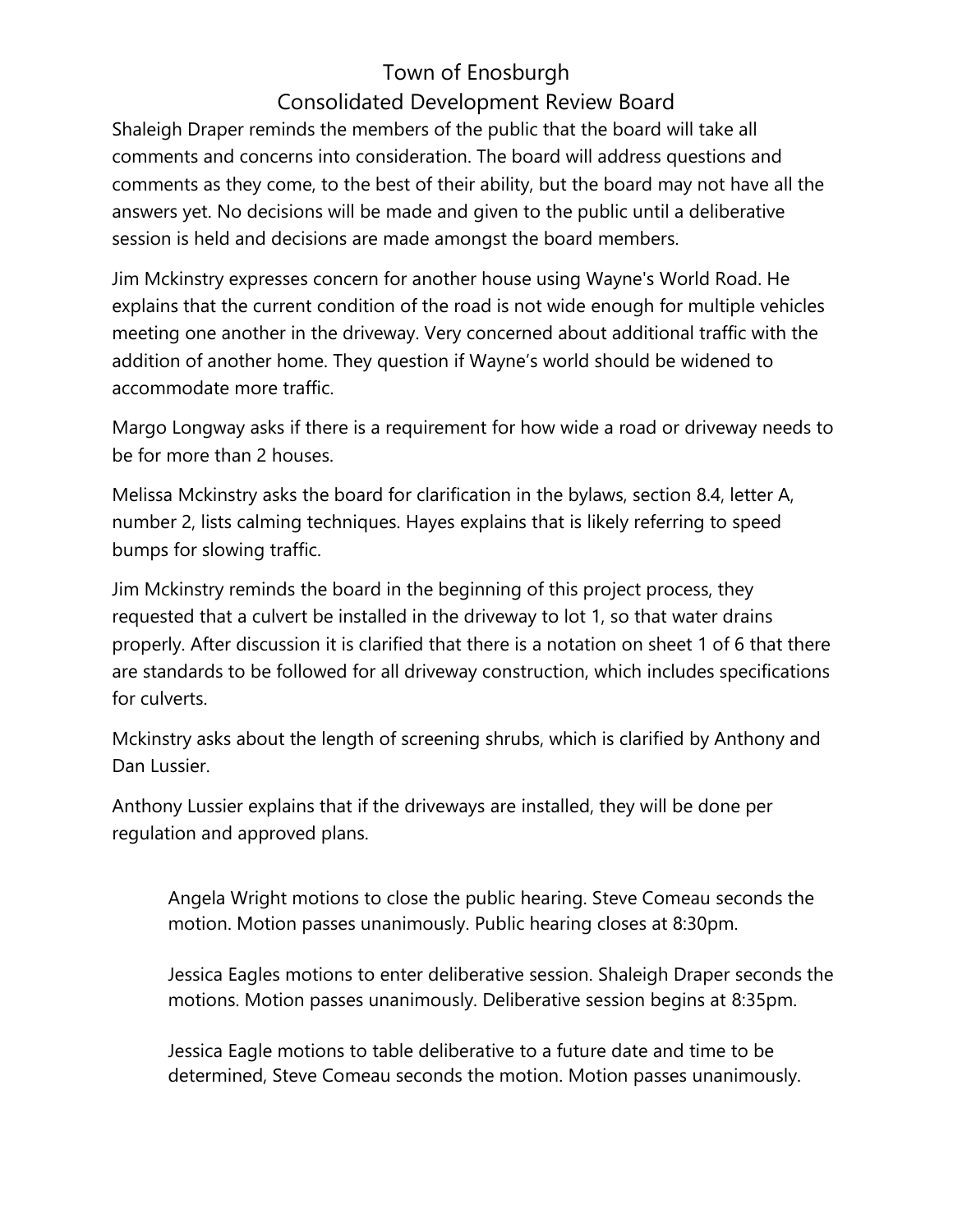Shaleigh Draper reminds the members of the public that the board will take all comments and concerns into consideration. The board will address questions and comments as they come, to the best of their ability, but the board may not have all the answers yet. No decisions will be made and given to the public until a deliberative session is held and decisions are made amongst the board members.

Jim Mckinstry expresses concern for another house using Wayne's World Road. He explains that the current condition of the road is not wide enough for multiple vehicles meeting one another in the driveway. Very concerned about additional traffic with the addition of another home. They question if Wayne's world should be widened to accommodate more traffic.

Margo Longway asks if there is a requirement for how wide a road or driveway needs to be for more than 2 houses.

Melissa Mckinstry asks the board for clarification in the bylaws, section 8.4, letter A, number 2, lists calming techniques. Hayes explains that is likely referring to speed bumps for slowing traffic.

Jim Mckinstry reminds the board in the beginning of this project process, they requested that a culvert be installed in the driveway to lot 1, so that water drains properly. After discussion it is clarified that there is a notation on sheet 1 of 6 that there are standards to be followed for all driveway construction, which includes specifications for culverts.

Mckinstry asks about the length of screening shrubs, which is clarified by Anthony and Dan Lussier.

Anthony Lussier explains that if the driveways are installed, they will be done per regulation and approved plans.

> Angela Wright motions to close the public hearing. Steve Comeau seconds the motion. Motion passes unanimously. Public hearing closes at 8:30pm.
>
> Jessica Eagles motions to enter deliberative session. Shaleigh Draper seconds the motions. Motion passes unanimously. Deliberative session begins at 8:35pm.
>
> Jessica Eagle motions to table deliberative to a future date and time to be determined, Steve Comeau seconds the motion. Motion passes unanimously.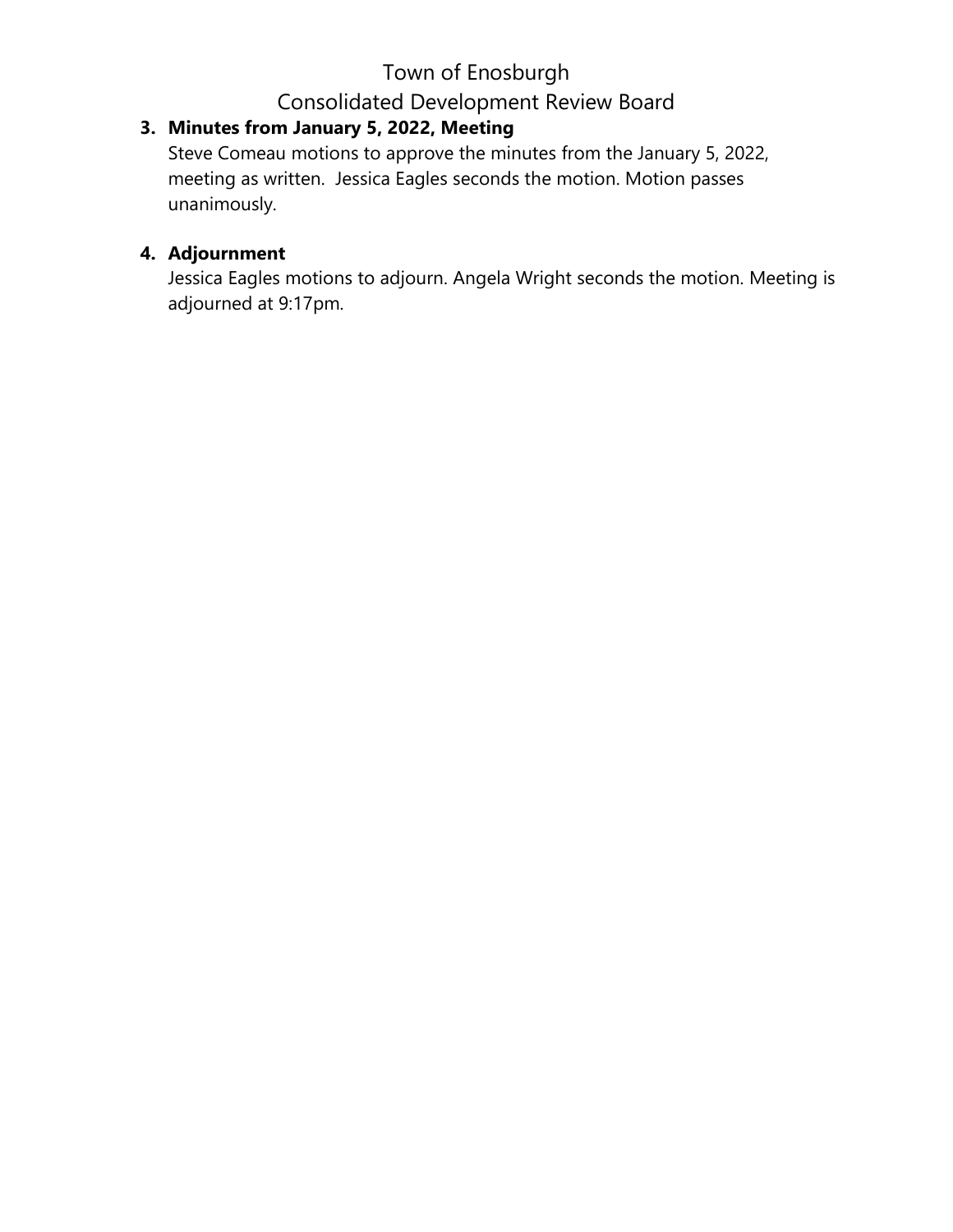3. **Minutes from January 5, 2022, Meeting**
   Steve Comeau motions to approve the minutes from the January 5, 2022, meeting as written. Jessica Eagles seconds the motion. Motion passes unanimously.

4. **Adjournment**
   Jessica Eagles motions to adjourn. Angela Wright seconds the motion. Meeting is adjourned at 9:17pm.